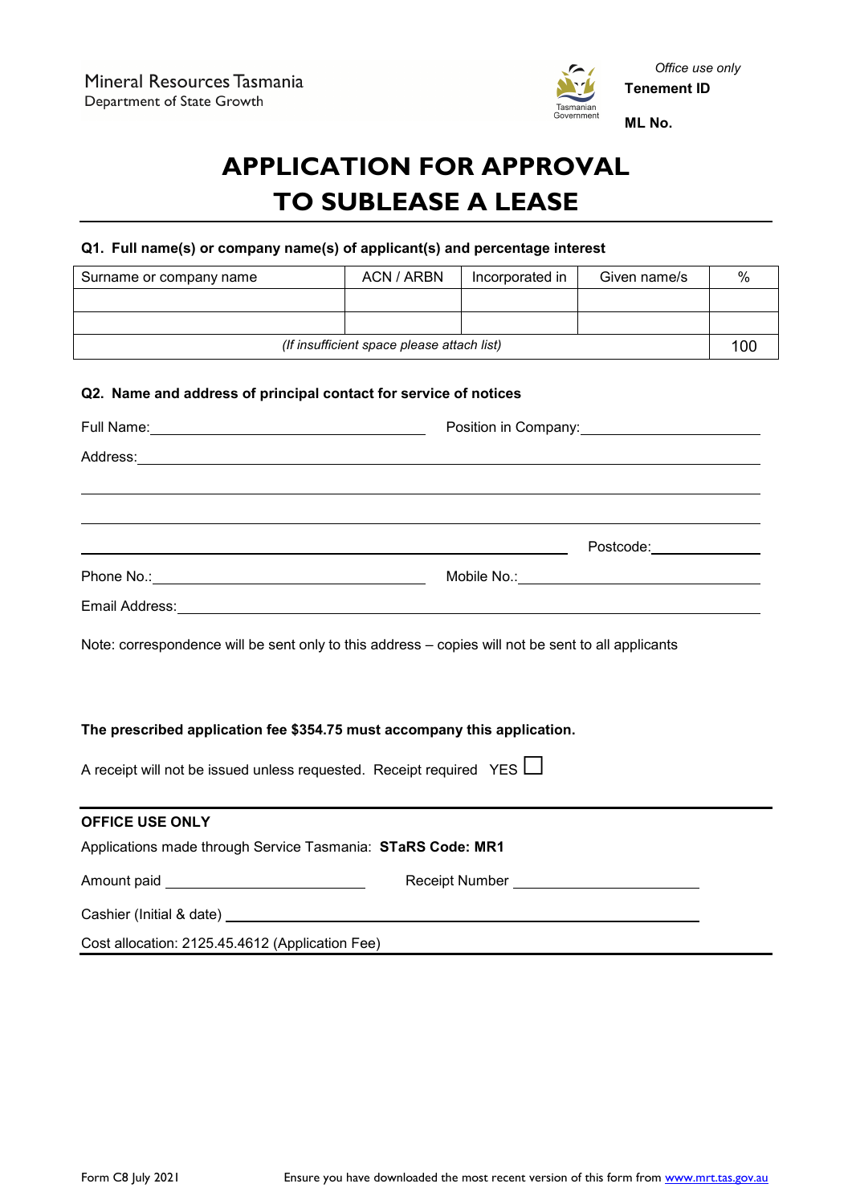Mineral Resources Tasmania
Department of State Growth

Tasmanian Government

*Office use only*
**Tenement ID**

**ML No.**

# APPLICATION FOR APPROVAL TO SUBLEASE A LEASE

**Q1. Full name(s) or company name(s) of applicant(s) and percentage interest**

| Surname or company name | ACN / ARBN | Incorporated in | Given name/s | % |
|---|---|---|---|---|
| | | | | |
| | | | | |
| *(If insufficient space please attach list)* | | | | 100 |

**Q2. Name and address of principal contact for service of notices**

Full Name: \_\_\_\_\_\_\_\_\_\_\_\_\_\_\_\_ Position in Company: \_\_\_\_\_\_\_\_\_\_\_\_\_\_\_\_

Address: \_\_\_\_\_\_\_\_\_\_\_\_\_\_\_\_

\_\_\_\_\_\_\_\_\_\_\_\_\_\_\_\_

\_\_\_\_\_\_\_\_\_\_\_\_\_\_\_\_

\_\_\_\_\_\_\_\_\_\_\_\_\_\_\_\_ Postcode: \_\_\_\_\_\_\_\_

Phone No.: \_\_\_\_\_\_\_\_\_\_\_\_\_\_\_\_ Mobile No.: \_\_\_\_\_\_\_\_\_\_\_\_\_\_\_\_

Email Address: \_\_\_\_\_\_\_\_\_\_\_\_\_\_\_\_

Note: correspondence will be sent only to this address – copies will not be sent to all applicants

**The prescribed application fee $354.75 must accompany this application.**

A receipt will not be issued unless requested. Receipt required YES ☐

**OFFICE USE ONLY**

Applications made through Service Tasmania: **STaRS Code: MR1**

Amount paid \_\_\_\_\_\_\_\_\_\_\_\_\_\_\_\_ Receipt Number \_\_\_\_\_\_\_\_\_\_\_\_\_\_\_\_

Cashier (Initial & date) \_\_\_\_\_\_\_\_\_\_\_\_\_\_\_\_

Cost allocation: 2125.45.4612 (Application Fee)

Form C8 July 2021 Ensure you have downloaded the most recent version of this form from www.mrt.tas.gov.au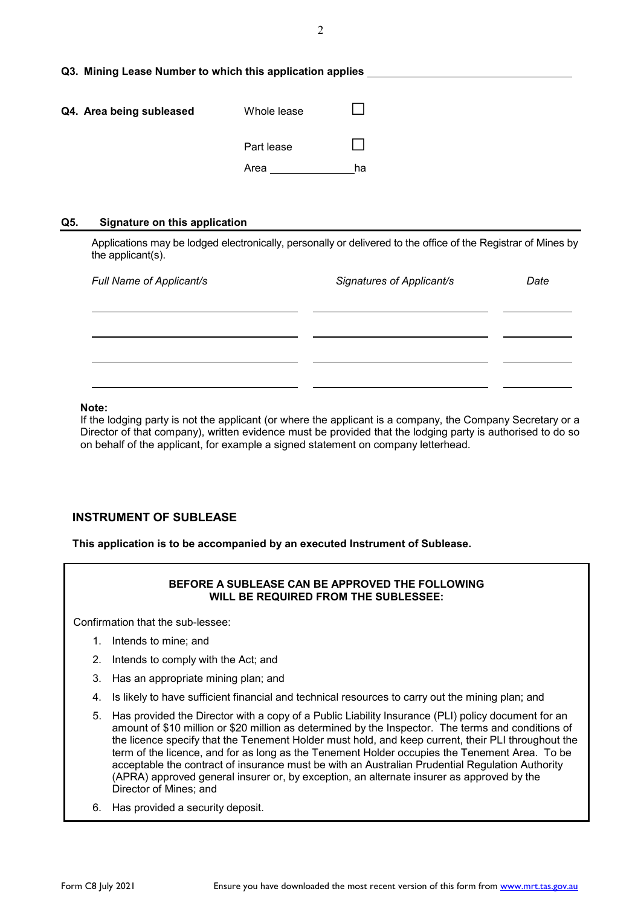**Q3. Mining Lease Number to which this application applies** ____________________

**Q4. Area being subleased**

Whole lease ☐

Part lease ☐

Area ______________ ha

**Q5. Signature on this application**

Applications may be lodged electronically, personally or delivered to the office of the Registrar of Mines by the applicant(s).

| *Full Name of Applicant/s* | *Signatures of Applicant/s* | *Date* |
|---|---|---|
| | | |
| | | |
| | | |
| | | |

**Note:**
If the lodging party is not the applicant (or where the applicant is a company, the Company Secretary or a Director of that company), written evidence must be provided that the lodging party is authorised to do so on behalf of the applicant, for example a signed statement on company letterhead.

## INSTRUMENT OF SUBLEASE

**This application is to be accompanied by an executed Instrument of Sublease.**

**BEFORE A SUBLEASE CAN BE APPROVED THE FOLLOWING WILL BE REQUIRED FROM THE SUBLESSEE:**

Confirmation that the sub-lessee:

1. Intends to mine; and
2. Intends to comply with the Act; and
3. Has an appropriate mining plan; and
4. Is likely to have sufficient financial and technical resources to carry out the mining plan; and
5. Has provided the Director with a copy of a Public Liability Insurance (PLI) policy document for an amount of $10 million or $20 million as determined by the Inspector. The terms and conditions of the licence specify that the Tenement Holder must hold, and keep current, their PLI throughout the term of the licence, and for as long as the Tenement Holder occupies the Tenement Area. To be acceptable the contract of insurance must be with an Australian Prudential Regulation Authority (APRA) approved general insurer or, by exception, an alternate insurer as approved by the Director of Mines; and
6. Has provided a security deposit.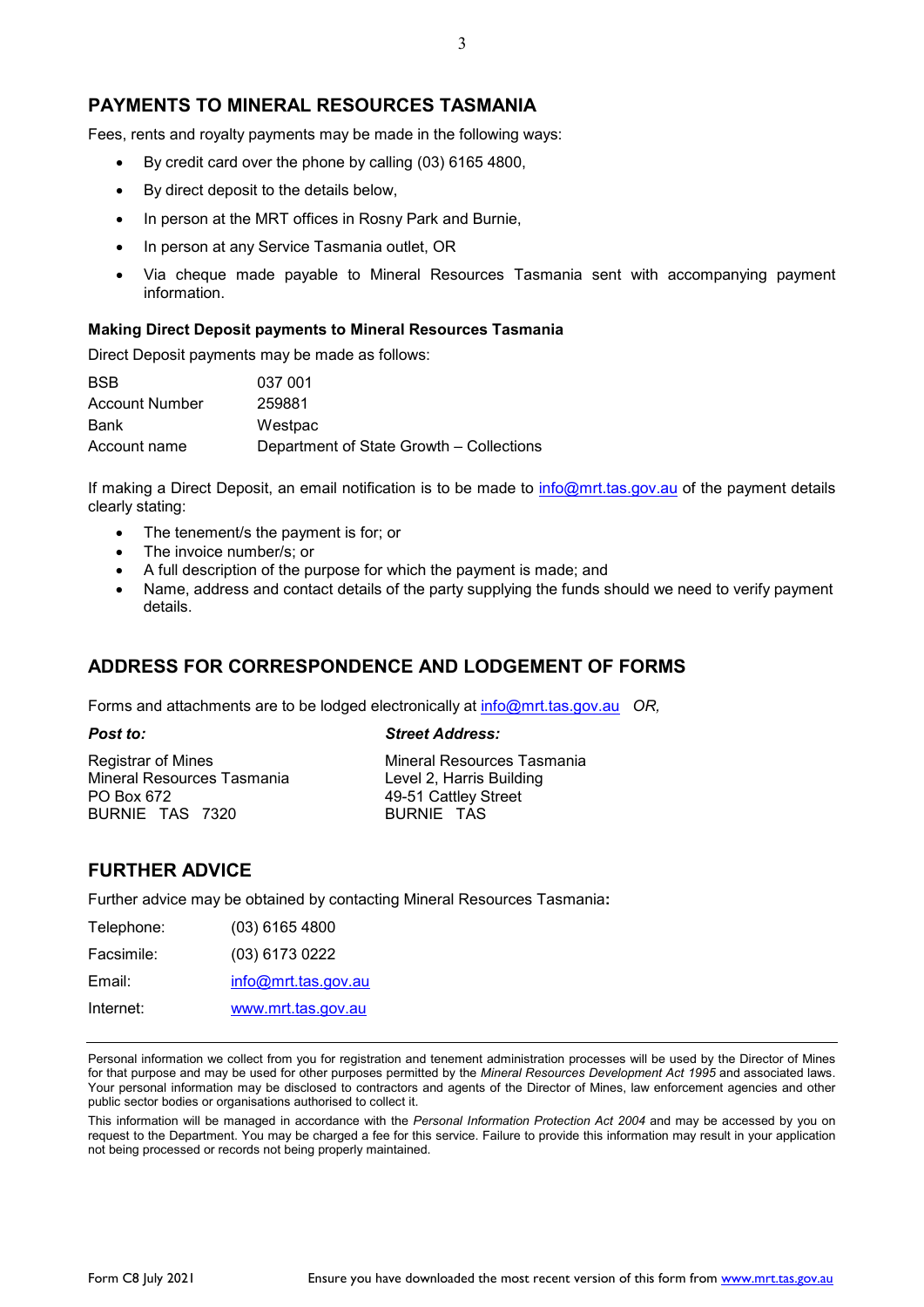## PAYMENTS TO MINERAL RESOURCES TASMANIA

Fees, rents and royalty payments may be made in the following ways:

- By credit card over the phone by calling (03) 6165 4800,
- By direct deposit to the details below,
- In person at the MRT offices in Rosny Park and Burnie,
- In person at any Service Tasmania outlet, OR
- Via cheque made payable to Mineral Resources Tasmania sent with accompanying payment information.

### Making Direct Deposit payments to Mineral Resources Tasmania

Direct Deposit payments may be made as follows:

| | |
|---|---|
| BSB | 037 001 |
| Account Number | 259881 |
| Bank | Westpac |
| Account name | Department of State Growth – Collections |

If making a Direct Deposit, an email notification is to be made to info@mrt.tas.gov.au of the payment details clearly stating:

- The tenement/s the payment is for; or
- The invoice number/s; or
- A full description of the purpose for which the payment is made; and
- Name, address and contact details of the party supplying the funds should we need to verify payment details.

## ADDRESS FOR CORRESPONDENCE AND LODGEMENT OF FORMS

Forms and attachments are to be lodged electronically at info@mrt.tas.gov.au *OR,*

***Post to:***

Registrar of Mines
Mineral Resources Tasmania
PO Box 672
BURNIE TAS 7320

***Street Address:***

Mineral Resources Tasmania
Level 2, Harris Building
49-51 Cattley Street
BURNIE TAS

## FURTHER ADVICE

Further advice may be obtained by contacting Mineral Resources Tasmania**:**

| | |
|---|---|
| Telephone: | (03) 6165 4800 |
| Facsimile: | (03) 6173 0222 |
| Email: | info@mrt.tas.gov.au |
| Internet: | www.mrt.tas.gov.au |

---

Personal information we collect from you for registration and tenement administration processes will be used by the Director of Mines for that purpose and may be used for other purposes permitted by the *Mineral Resources Development Act 1995* and associated laws. Your personal information may be disclosed to contractors and agents of the Director of Mines, law enforcement agencies and other public sector bodies or organisations authorised to collect it.

This information will be managed in accordance with the *Personal Information Protection Act 2004* and may be accessed by you on request to the Department. You may be charged a fee for this service. Failure to provide this information may result in your application not being processed or records not being properly maintained.

Form C8 July 2021 Ensure you have downloaded the most recent version of this form from www.mrt.tas.gov.au